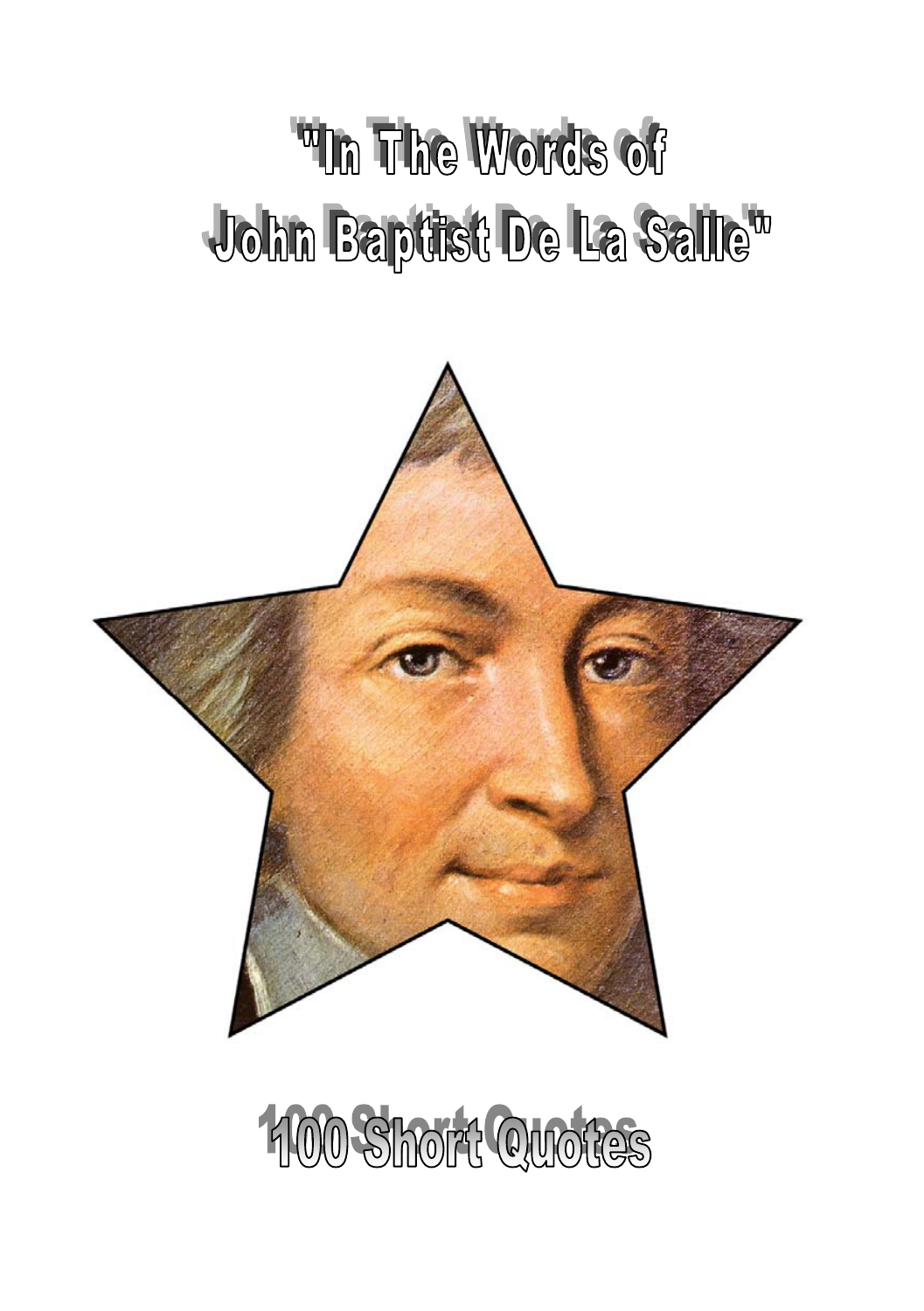# "In The Words of John Baptist De La Salle"

## 100 Short Quotes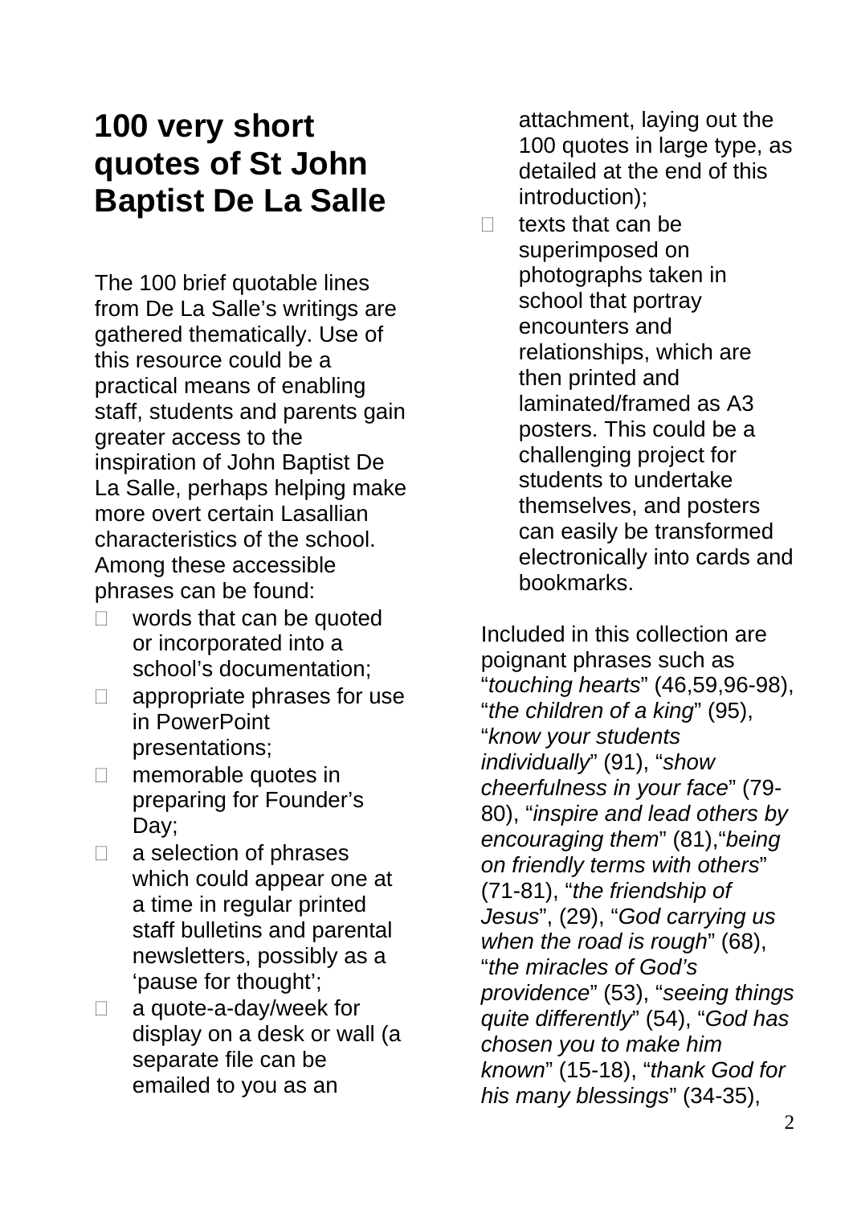# 100 very short quotes of St John Baptist De La Salle

The 100 brief quotable lines from De La Salle's writings are gathered thematically. Use of this resource could be a practical means of enabling staff, students and parents gain greater access to the inspiration of John Baptist De La Salle, perhaps helping make more overt certain Lasallian characteristics of the school. Among these accessible phrases can be found:

- words that can be quoted or incorporated into a school's documentation;
- appropriate phrases for use in PowerPoint presentations;
- memorable quotes in preparing for Founder's Day;
- a selection of phrases which could appear one at a time in regular printed staff bulletins and parental newsletters, possibly as a 'pause for thought';
- a quote-a-day/week for display on a desk or wall (a separate file can be emailed to you as an attachment, laying out the 100 quotes in large type, as detailed at the end of this introduction);
- texts that can be superimposed on photographs taken in school that portray encounters and relationships, which are then printed and laminated/framed as A3 posters. This could be a challenging project for students to undertake themselves, and posters can easily be transformed electronically into cards and bookmarks.

Included in this collection are poignant phrases such as "*touching hearts*" (46,59,96-98), "*the children of a king*" (95), "*know your students individually*" (91), "*show cheerfulness in your face*" (79-80), "*inspire and lead others by encouraging them*" (81),"*being on friendly terms with others*" (71-81), "*the friendship of Jesus*", (29), "*God carrying us when the road is rough*" (68), "*the miracles of God's providence*" (53), "*seeing things quite differently*" (54), "*God has chosen you to make him known*" (15-18), "*thank God for his many blessings*" (34-35),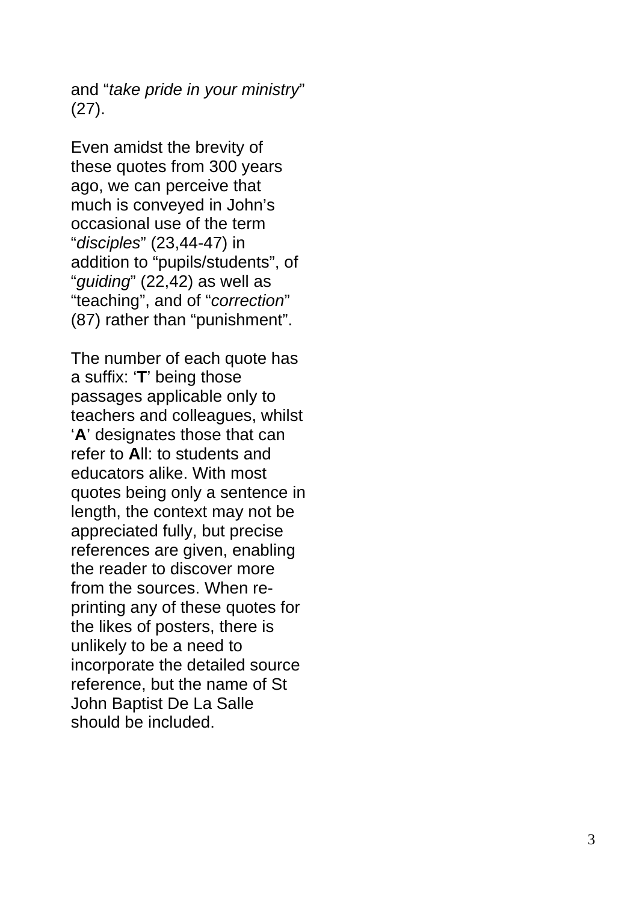and “*take pride in your ministry*” (27).

Even amidst the brevity of these quotes from 300 years ago, we can perceive that much is conveyed in John’s occasional use of the term “*disciples*” (23,44-47) in addition to “pupils/students”, of “*guiding*” (22,42) as well as “teaching”, and of “*correction*” (87) rather than “punishment”.

The number of each quote has a suffix: ‘**T**’ being those passages applicable only to teachers and colleagues, whilst ‘**A**’ designates those that can refer to **A**ll: to students and educators alike. With most quotes being only a sentence in length, the context may not be appreciated fully, but precise references are given, enabling the reader to discover more from the sources. When re-printing any of these quotes for the likes of posters, there is unlikely to be a need to incorporate the detailed source reference, but the name of St John Baptist De La Salle should be included.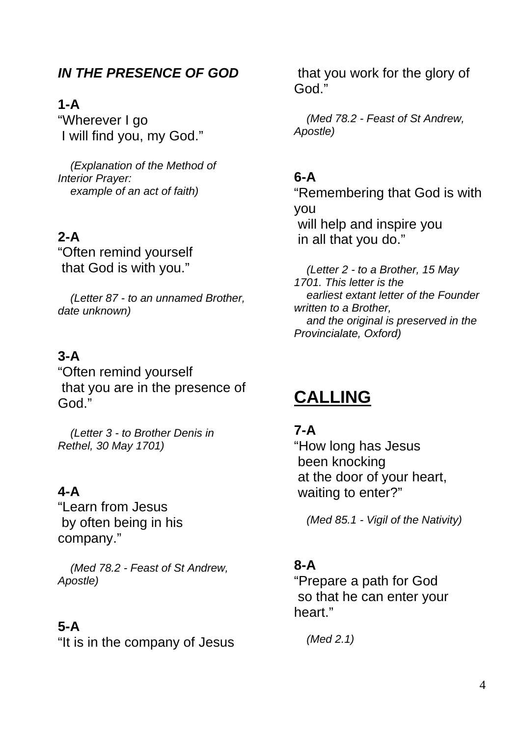***IN THE PRESENCE OF GOD***

**1-A**
"Wherever I go
I will find you, my God."

*(Explanation of the Method of Interior Prayer: example of an act of faith)*

**2-A**
"Often remind yourself
that God is with you."

*(Letter 87 - to an unnamed Brother, date unknown)*

**3-A**
"Often remind yourself
that you are in the presence of God."

*(Letter 3 - to Brother Denis in Rethel, 30 May 1701)*

**4-A**
"Learn from Jesus
by often being in his company."

*(Med 78.2 - Feast of St Andrew, Apostle)*

**5-A**
"It is in the company of Jesus
that you work for the glory of God."

*(Med 78.2 - Feast of St Andrew, Apostle)*

**6-A**
"Remembering that God is with you
will help and inspire you
in all that you do."

*(Letter 2 - to a Brother, 15 May 1701. This letter is the earliest extant letter of the Founder written to a Brother, and the original is preserved in the Provincialate, Oxford)*

## CALLING

**7-A**
"How long has Jesus
been knocking
at the door of your heart,
waiting to enter?"

*(Med 85.1 - Vigil of the Nativity)*

**8-A**
"Prepare a path for God
so that he can enter your heart."

*(Med 2.1)*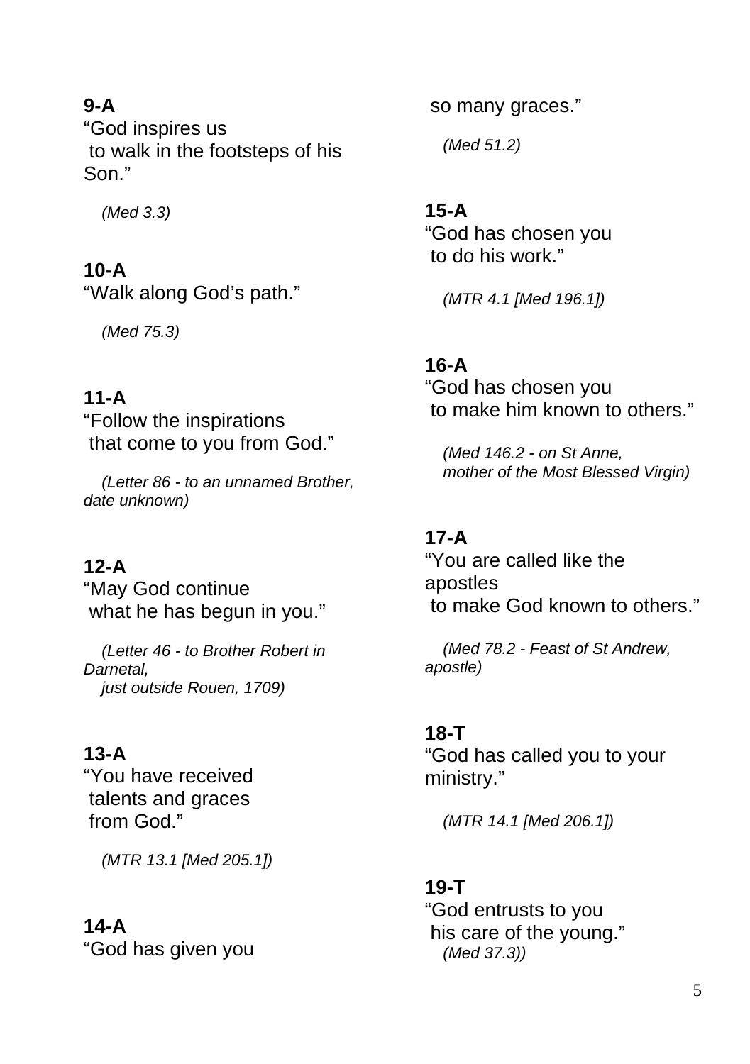**9-A**
"God inspires us
to walk in the footsteps of his Son."

*(Med 3.3)*

**10-A**
"Walk along God's path."

*(Med 75.3)*

**11-A**
"Follow the inspirations
that come to you from God."

*(Letter 86 - to an unnamed Brother, date unknown)*

**12-A**
"May God continue
what he has begun in you."

*(Letter 46 - to Brother Robert in Darnetal,
just outside Rouen, 1709)*

**13-A**
"You have received
talents and graces
from God."

*(MTR 13.1 [Med 205.1])*

**14-A**
"God has given you
so many graces."

*(Med 51.2)*

**15-A**
"God has chosen you
to do his work."

*(MTR 4.1 [Med 196.1])*

**16-A**
"God has chosen you
to make him known to others."

*(Med 146.2 - on St Anne,
mother of the Most Blessed Virgin)*

**17-A**
"You are called like the apostles
to make God known to others."

*(Med 78.2 - Feast of St Andrew, apostle)*

**18-T**
"God has called you to your ministry."

*(MTR 14.1 [Med 206.1])*

**19-T**
"God entrusts to you
his care of the young."
*(Med 37.3))*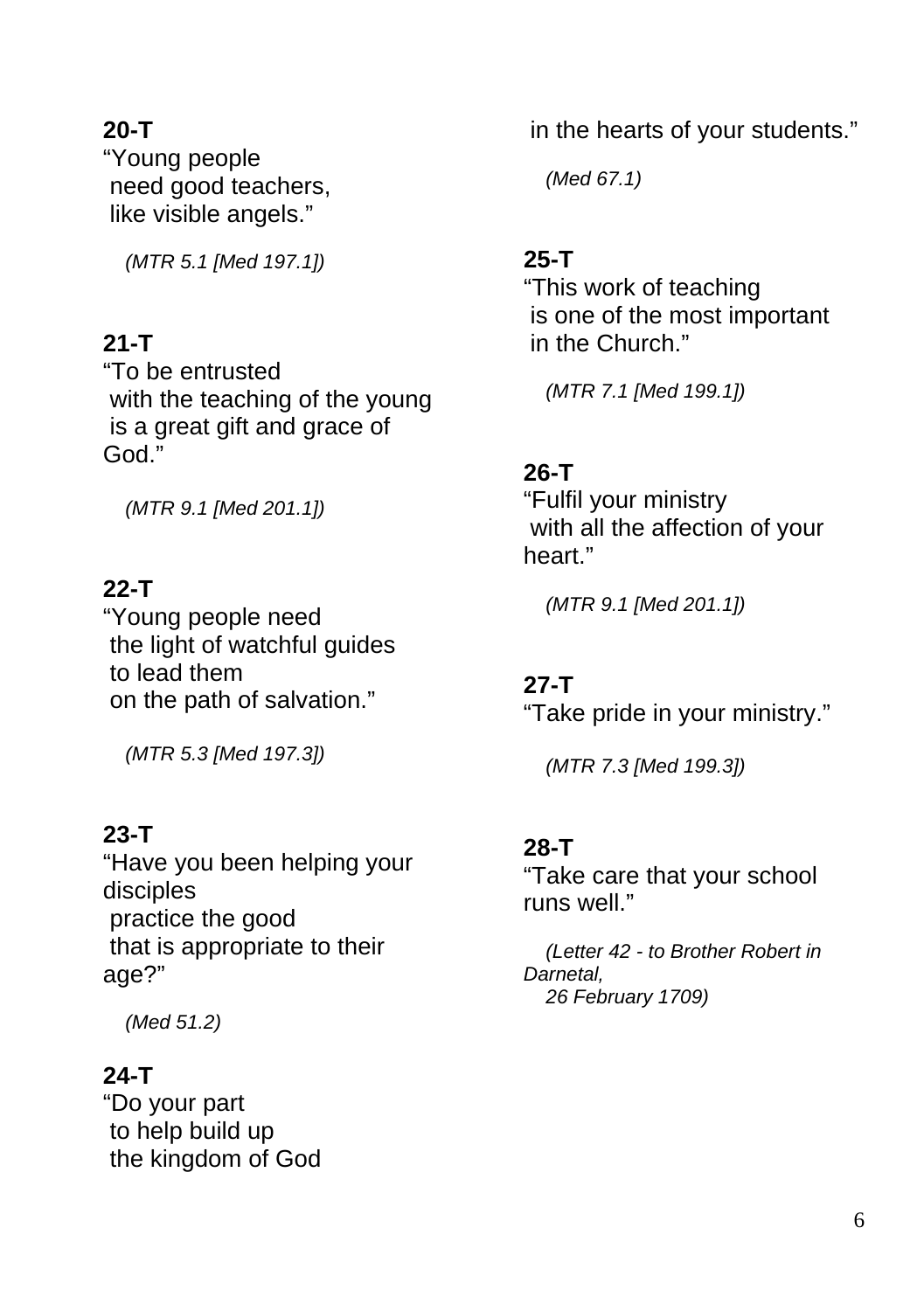**20-T**
“Young people
need good teachers,
like visible angels.”

*(MTR 5.1 [Med 197.1])*

**21-T**
“To be entrusted
with the teaching of the young
is a great gift and grace of God.”

*(MTR 9.1 [Med 201.1])*

**22-T**
“Young people need
the light of watchful guides
to lead them
on the path of salvation.”

*(MTR 5.3 [Med 197.3])*

**23-T**
“Have you been helping your disciples
practice the good
that is appropriate to their age?”

*(Med 51.2)*

**24-T**
“Do your part
to help build up
the kingdom of God
in the hearts of your students.”

*(Med 67.1)*

**25-T**
“This work of teaching
is one of the most important
in the Church.”

*(MTR 7.1 [Med 199.1])*

**26-T**
“Fulfil your ministry
with all the affection of your heart.”

*(MTR 9.1 [Med 201.1])*

**27-T**
“Take pride in your ministry.”

*(MTR 7.3 [Med 199.3])*

**28-T**
“Take care that your school runs well.”

*(Letter 42 - to Brother Robert in Darnetal,
26 February 1709)*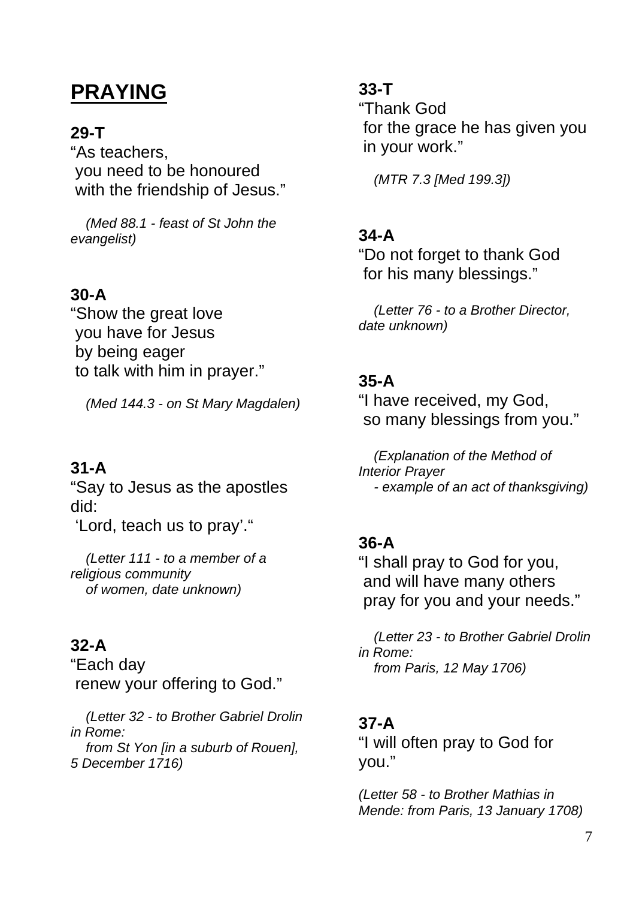# PRAYING

**29-T**

"As teachers,
you need to be honoured
with the friendship of Jesus."

*(Med 88.1 - feast of St John the evangelist)*

**30-A**

"Show the great love
you have for Jesus
by being eager
to talk with him in prayer."

*(Med 144.3 - on St Mary Magdalen)*

**31-A**

"Say to Jesus as the apostles did:
'Lord, teach us to pray'."

*(Letter 111 - to a member of a religious community of women, date unknown)*

**32-A**

"Each day
renew your offering to God."

*(Letter 32 - to Brother Gabriel Drolin in Rome: from St Yon [in a suburb of Rouen], 5 December 1716)*

**33-T**

"Thank God
for the grace he has given you
in your work."

*(MTR 7.3 [Med 199.3])*

**34-A**

"Do not forget to thank God
for his many blessings."

*(Letter 76 - to a Brother Director, date unknown)*

**35-A**

"I have received, my God,
so many blessings from you."

*(Explanation of the Method of Interior Prayer - example of an act of thanksgiving)*

**36-A**

"I shall pray to God for you,
and will have many others
pray for you and your needs."

*(Letter 23 - to Brother Gabriel Drolin in Rome: from Paris, 12 May 1706)*

**37-A**

"I will often pray to God for you."

*(Letter 58 - to Brother Mathias in Mende: from Paris, 13 January 1708)*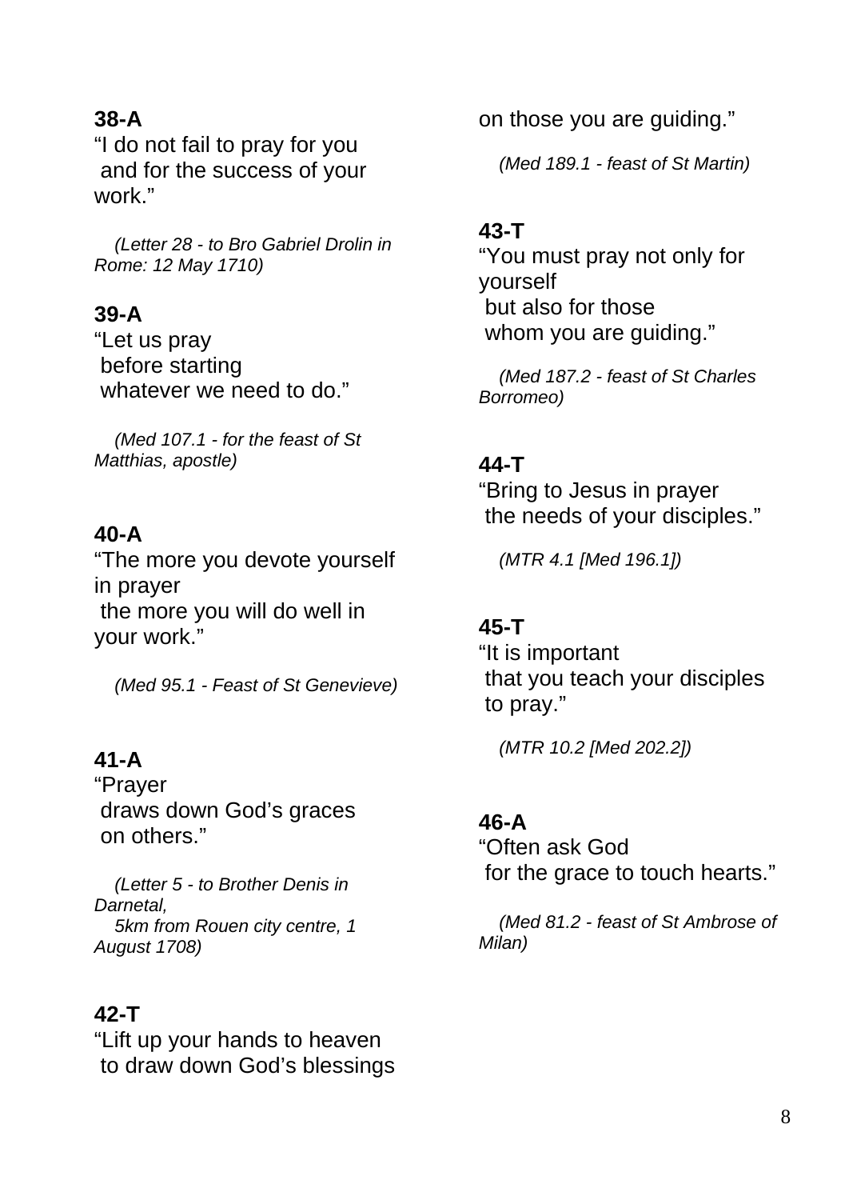**38-A**

"I do not fail to pray for you
 and for the success of your work."

*(Letter 28 - to Bro Gabriel Drolin in Rome: 12 May 1710)*

**39-A**

"Let us pray
 before starting
 whatever we need to do."

*(Med 107.1 - for the feast of St Matthias, apostle)*

**40-A**

"The more you devote yourself in prayer
 the more you will do well in your work."

*(Med 95.1 - Feast of St Genevieve)*

**41-A**

"Prayer
 draws down God's graces
 on others."

*(Letter 5 - to Brother Denis in Darnetal,*
*5km from Rouen city centre, 1 August 1708)*

**42-T**

"Lift up your hands to heaven
 to draw down God's blessings
on those you are guiding."

*(Med 189.1 - feast of St Martin)*

**43-T**

"You must pray not only for yourself
 but also for those
 whom you are guiding."

*(Med 187.2 - feast of St Charles Borromeo)*

**44-T**

"Bring to Jesus in prayer
 the needs of your disciples."

*(MTR 4.1 [Med 196.1])*

**45-T**

"It is important
 that you teach your disciples
 to pray."

*(MTR 10.2 [Med 202.2])*

**46-A**

"Often ask God
 for the grace to touch hearts."

*(Med 81.2 - feast of St Ambrose of Milan)*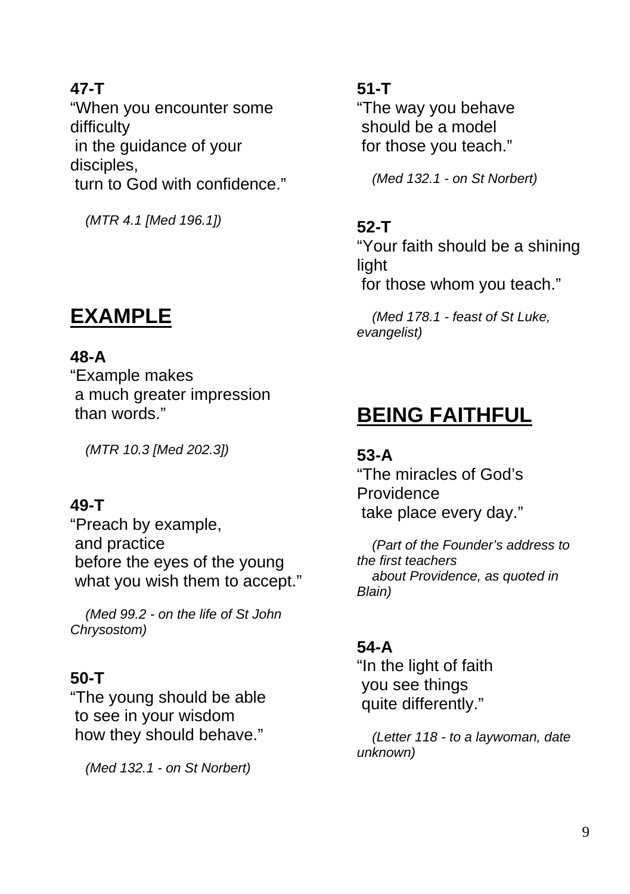**47-T**

"When you encounter some difficulty
in the guidance of your disciples,
turn to God with confidence."

*(MTR 4.1 [Med 196.1])*

## EXAMPLE

**48-A**

"Example makes
a much greater impression
than words."

*(MTR 10.3 [Med 202.3])*

**49-T**

"Preach by example,
and practice
before the eyes of the young
what you wish them to accept."

*(Med 99.2 - on the life of St John Chrysostom)*

**50-T**

"The young should be able
to see in your wisdom
how they should behave."

*(Med 132.1 - on St Norbert)*

**51-T**

"The way you behave
should be a model
for those you teach."

*(Med 132.1 - on St Norbert)*

**52-T**

"Your faith should be a shining light
for those whom you teach."

*(Med 178.1 - feast of St Luke, evangelist)*

## BEING FAITHFUL

**53-A**

"The miracles of God's Providence
take place every day."

*(Part of the Founder's address to the first teachers
about Providence, as quoted in Blain)*

**54-A**

"In the light of faith
you see things
quite differently."

*(Letter 118 - to a laywoman, date unknown)*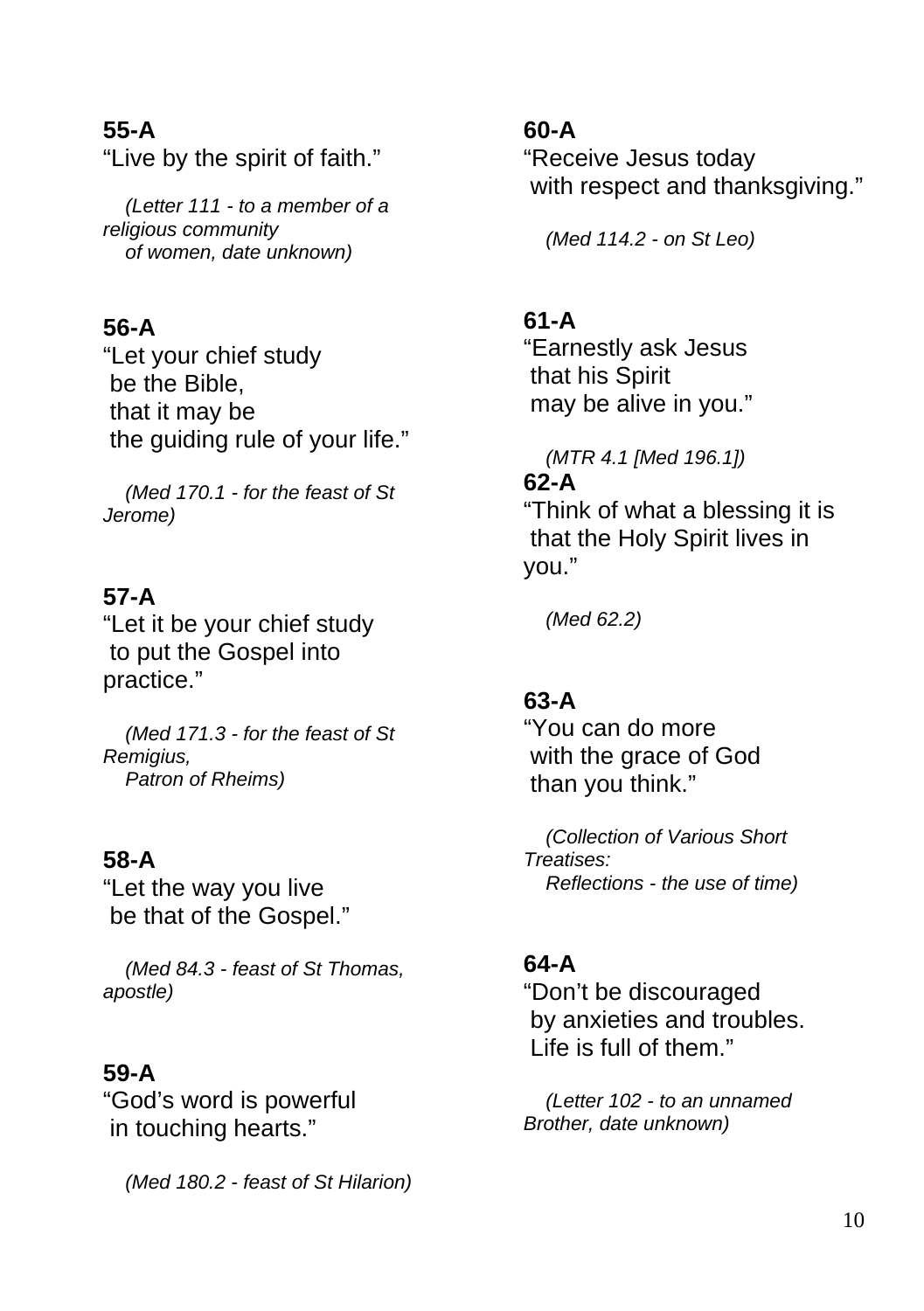**55-A**

"Live by the spirit of faith."

*(Letter 111 - to a member of a religious community of women, date unknown)*

**56-A**

"Let your chief study be the Bible, that it may be the guiding rule of your life."

*(Med 170.1 - for the feast of St Jerome)*

**57-A**

"Let it be your chief study to put the Gospel into practice."

*(Med 171.3 - for the feast of St Remigius, Patron of Rheims)*

**58-A**

"Let the way you live be that of the Gospel."

*(Med 84.3 - feast of St Thomas, apostle)*

**59-A**

"God's word is powerful in touching hearts."

*(Med 180.2 - feast of St Hilarion)*

**60-A**

"Receive Jesus today with respect and thanksgiving."

*(Med 114.2 - on St Leo)*

**61-A**

"Earnestly ask Jesus that his Spirit may be alive in you."

*(MTR 4.1 [Med 196.1])*

**62-A**

"Think of what a blessing it is that the Holy Spirit lives in you."

*(Med 62.2)*

**63-A**

"You can do more with the grace of God than you think."

*(Collection of Various Short Treatises: Reflections - the use of time)*

**64-A**

"Don't be discouraged by anxieties and troubles. Life is full of them."

*(Letter 102 - to an unnamed Brother, date unknown)*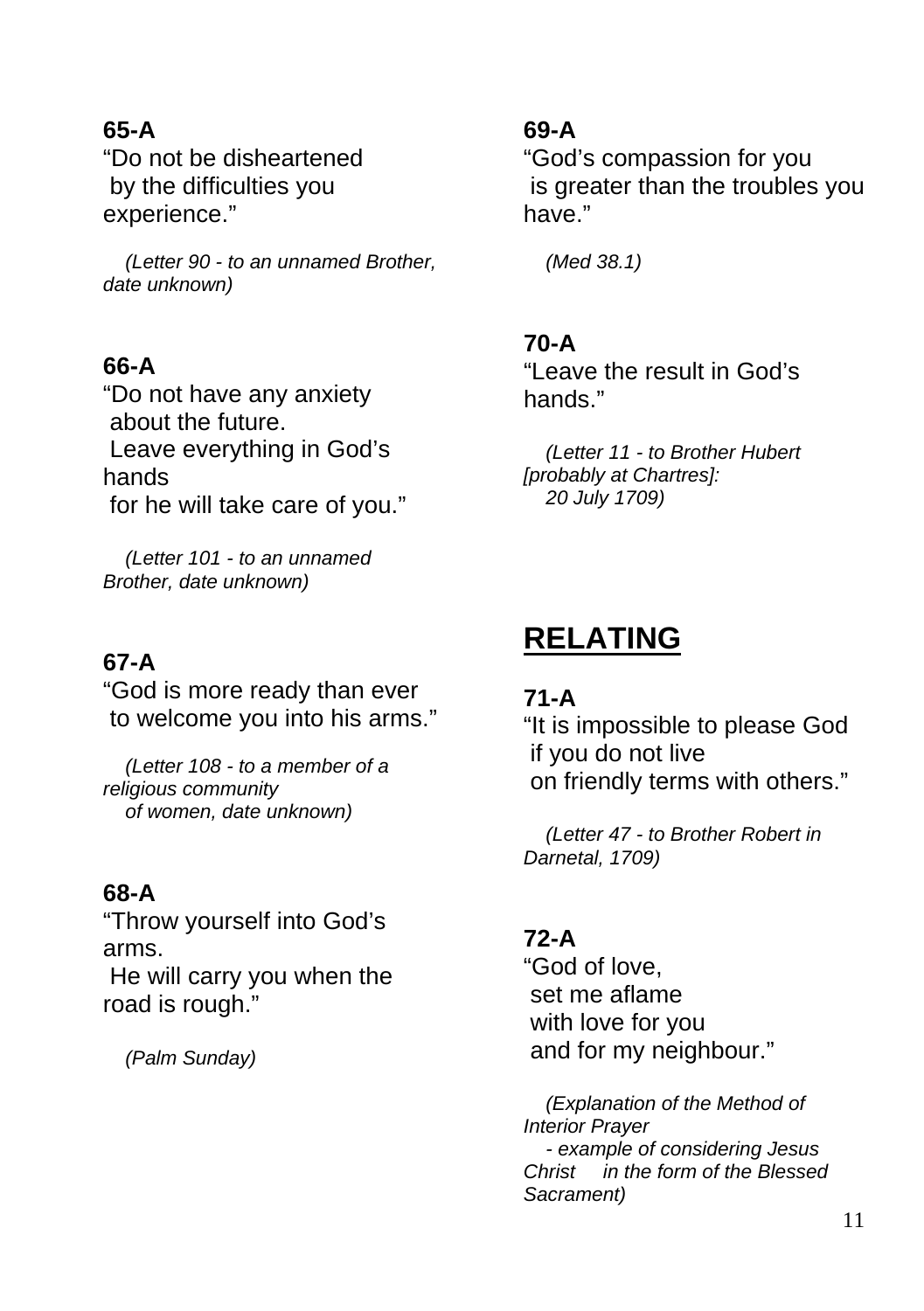**65-A**

"Do not be disheartened
by the difficulties you experience."

*(Letter 90 - to an unnamed Brother, date unknown)*

**66-A**

"Do not have any anxiety
about the future.
Leave everything in God's hands
for he will take care of you."

*(Letter 101 - to an unnamed Brother, date unknown)*

**67-A**

"God is more ready than ever
to welcome you into his arms."

*(Letter 108 - to a member of a religious community of women, date unknown)*

**68-A**

"Throw yourself into God's arms.
He will carry you when the road is rough."

*(Palm Sunday)*

**69-A**

"God's compassion for you
is greater than the troubles you have."

*(Med 38.1)*

**70-A**

"Leave the result in God's hands."

*(Letter 11 - to Brother Hubert [probably at Chartres]: 20 July 1709)*

## RELATING

**71-A**

"It is impossible to please God
if you do not live
on friendly terms with others."

*(Letter 47 - to Brother Robert in Darnetal, 1709)*

**72-A**

"God of love,
set me aflame
with love for you
and for my neighbour."

*(Explanation of the Method of Interior Prayer - example of considering Jesus Christ in the form of the Blessed Sacrament)*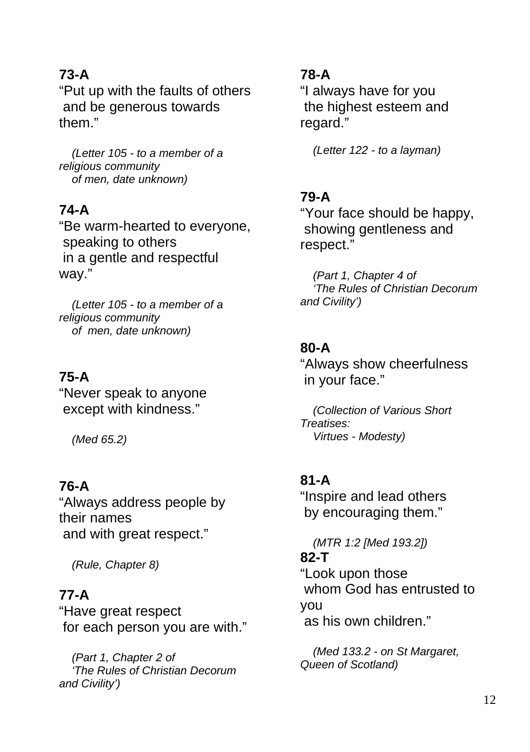**73-A**
“Put up with the faults of others and be generous towards them.”

*(Letter 105 - to a member of a religious community of men, date unknown)*

**74-A**
“Be warm-hearted to everyone, speaking to others in a gentle and respectful way.”

*(Letter 105 - to a member of a religious community of men, date unknown)*

**75-A**
“Never speak to anyone except with kindness.”

*(Med 65.2)*

**76-A**
“Always address people by their names and with great respect.”

*(Rule, Chapter 8)*

**77-A**
“Have great respect for each person you are with.”

*(Part 1, Chapter 2 of ‘The Rules of Christian Decorum and Civility’)*

**78-A**
“I always have for you the highest esteem and regard.”

*(Letter 122 - to a layman)*

**79-A**
“Your face should be happy, showing gentleness and respect.”

*(Part 1, Chapter 4 of ‘The Rules of Christian Decorum and Civility’)*

**80-A**
“Always show cheerfulness in your face.”

*(Collection of Various Short Treatises: Virtues - Modesty)*

**81-A**
“Inspire and lead others by encouraging them.”

*(MTR 1:2 [Med 193.2])*

**82-T**
“Look upon those whom God has entrusted to you as his own children.”

*(Med 133.2 - on St Margaret, Queen of Scotland)*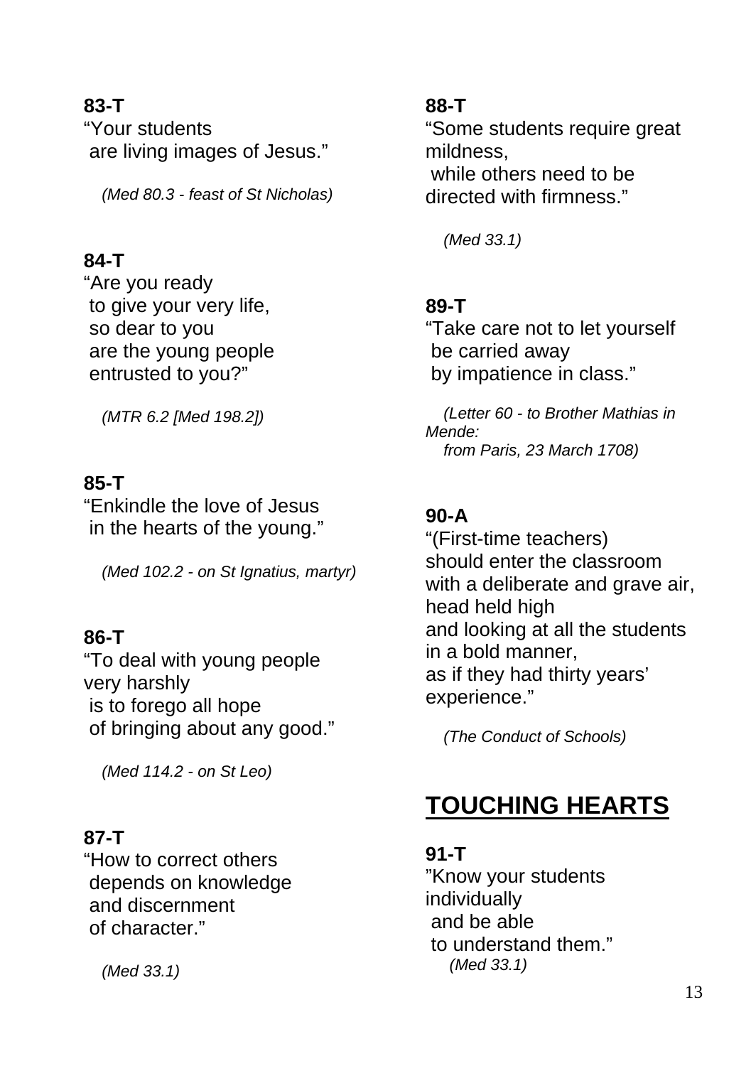**83-T**
“Your students
 are living images of Jesus.”

*(Med 80.3 - feast of St Nicholas)*

**84-T**
“Are you ready
 to give your very life,
 so dear to you
 are the young people
 entrusted to you?”

*(MTR 6.2 [Med 198.2])*

**85-T**
“Enkindle the love of Jesus
 in the hearts of the young.”

*(Med 102.2 - on St Ignatius, martyr)*

**86-T**
“To deal with young people
very harshly
 is to forego all hope
 of bringing about any good.”

*(Med 114.2 - on St Leo)*

**87-T**
“How to correct others
 depends on knowledge
 and discernment
 of character.”

*(Med 33.1)*

**88-T**
“Some students require great mildness,
 while others need to be directed with firmness.”

*(Med 33.1)*

**89-T**
“Take care not to let yourself
 be carried away
 by impatience in class.”

*(Letter 60 - to Brother Mathias in Mende:
from Paris, 23 March 1708)*

**90-A**
“(First-time teachers)
should enter the classroom
with a deliberate and grave air,
head held high
and looking at all the students
in a bold manner,
as if they had thirty years’ experience.”

*(The Conduct of Schools)*

## TOUCHING HEARTS

**91-T**
”Know your students
individually
 and be able
 to understand them.”
*(Med 33.1)*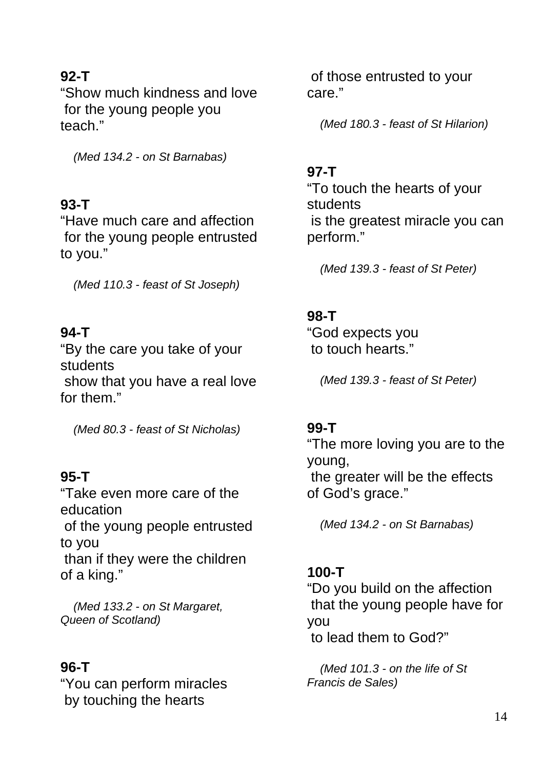**92-T**

"Show much kindness and love for the young people you teach."

*(Med 134.2 - on St Barnabas)*

**93-T**

"Have much care and affection for the young people entrusted to you."

*(Med 110.3 - feast of St Joseph)*

**94-T**

"By the care you take of your students show that you have a real love for them."

*(Med 80.3 - feast of St Nicholas)*

**95-T**

"Take even more care of the education of the young people entrusted to you than if they were the children of a king."

*(Med 133.2 - on St Margaret, Queen of Scotland)*

**96-T**

"You can perform miracles by touching the hearts of those entrusted to your care."

*(Med 180.3 - feast of St Hilarion)*

**97-T**

"To touch the hearts of your students is the greatest miracle you can perform."

*(Med 139.3 - feast of St Peter)*

**98-T**

"God expects you to touch hearts."

*(Med 139.3 - feast of St Peter)*

**99-T**

"The more loving you are to the young, the greater will be the effects of God's grace."

*(Med 134.2 - on St Barnabas)*

**100-T**

"Do you build on the affection that the young people have for you to lead them to God?"

*(Med 101.3 - on the life of St Francis de Sales)*